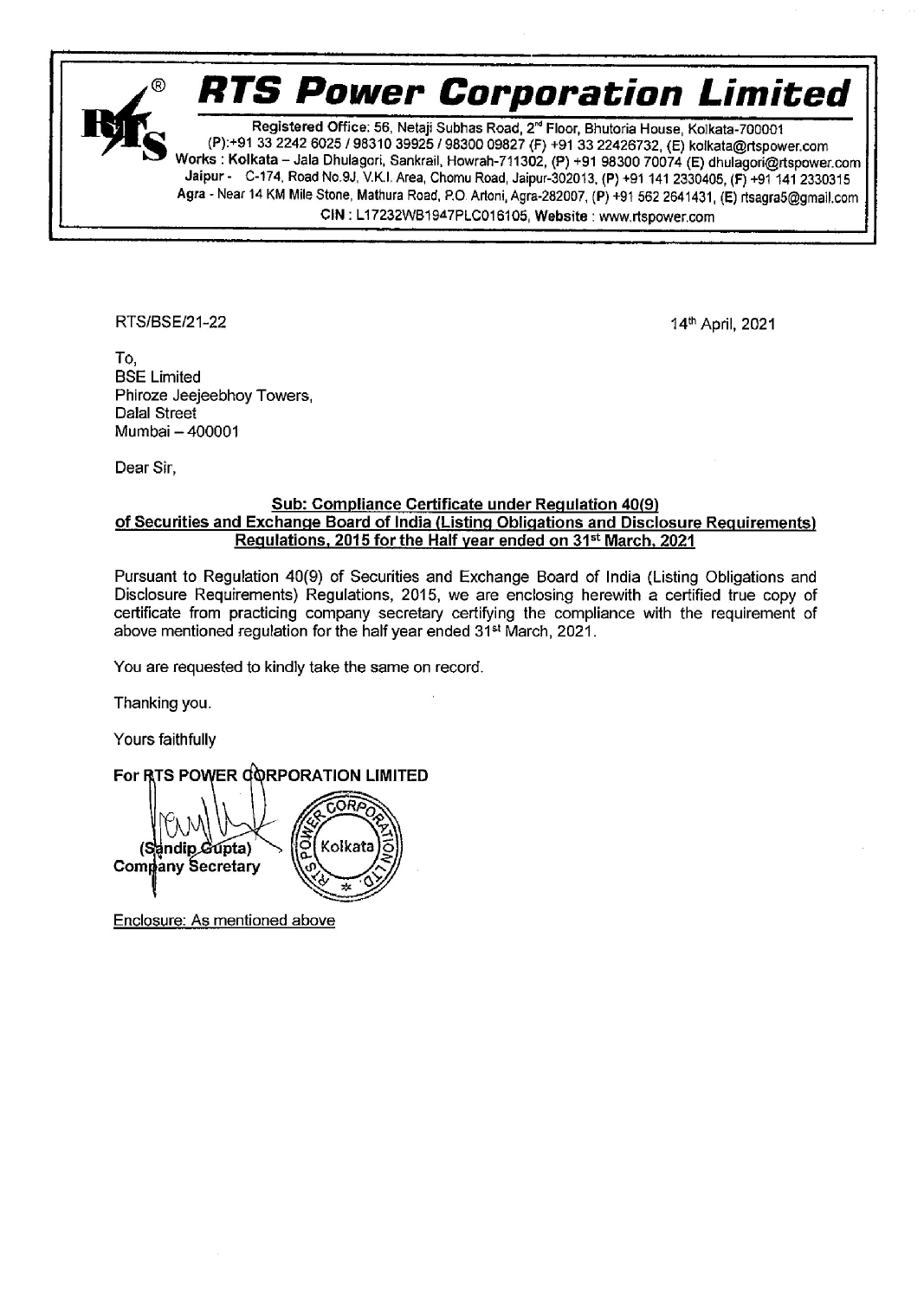# RTS Power Corporation Limited

Registered Office: 56, Netaji Subhas Road, 2nd Floor, Bhutoria House, Kolkata-700001
(P):+91 33 2242 6025 / 98310 39925 / 98300 09827 (F) +91 33 22426732, (E) kolkata@rtspower.com
Works : Kolkata – Jala Dhulagori, Sankrail, Howrah-711302, (P) +91 98300 70074 (E) dhulagori@rtspower.com
Jaipur - C-174, Road No.9J, V.K.I. Area, Chomu Road, Jaipur-302013, (P) +91 141 2330405, (F) +91 141 2330315
Agra - Near 14 KM Mile Stone, Mathura Road, P.O. Artoni, Agra-282007, (P) +91 562 2641431, (E) rtsagra5@gmail.com
CIN : L17232WB1947PLC016105, Website : www.rtspower.com

RTS/BSE/21-22

14th April, 2021

To,
BSE Limited
Phiroze Jeejeebhoy Towers,
Dalal Street
Mumbai – 400001

Dear Sir,

**Sub: Compliance Certificate under Regulation 40(9) of Securities and Exchange Board of India (Listing Obligations and Disclosure Requirements) Regulations, 2015 for the Half year ended on 31st March, 2021**

Pursuant to Regulation 40(9) of Securities and Exchange Board of India (Listing Obligations and Disclosure Requirements) Regulations, 2015, we are enclosing herewith a certified true copy of certificate from practicing company secretary certifying the compliance with the requirement of above mentioned regulation for the half year ended 31st March, 2021.

You are requested to kindly take the same on record.

Thanking you.

Yours faithfully

**For RTS POWER CORPORATION LIMITED**

**(Sandip Gupta)**
**Company Secretary**

Enclosure: As mentioned above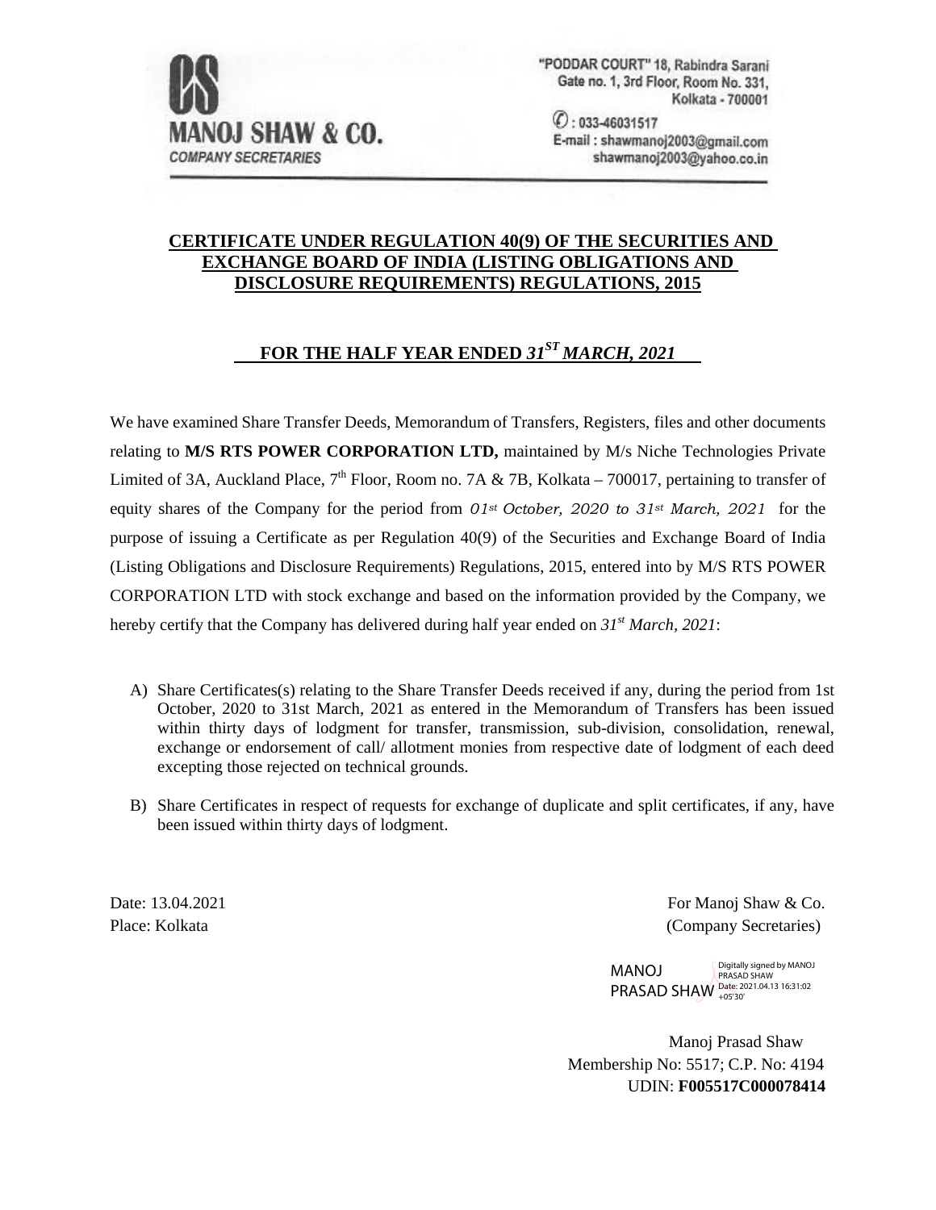**MANOJ SHAW & CO.**
*COMPANY SECRETARIES*

"PODDAR COURT" 18, Rabindra Sarani
Gate no. 1, 3rd Floor, Room No. 331,
Kolkata - 700001
☏ : 033-46031517
E-mail : shawmanoj2003@gmail.com
shawmanoj2003@yahoo.co.in

## CERTIFICATE UNDER REGULATION 40(9) OF THE SECURITIES AND EXCHANGE BOARD OF INDIA (LISTING OBLIGATIONS AND DISCLOSURE REQUIREMENTS) REGULATIONS, 2015

## FOR THE HALF YEAR ENDED *31ST MARCH, 2021*

We have examined Share Transfer Deeds, Memorandum of Transfers, Registers, files and other documents relating to **M/S RTS POWER CORPORATION LTD,** maintained by M/s Niche Technologies Private Limited of 3A, Auckland Place, 7th Floor, Room no. 7A & 7B, Kolkata – 700017, pertaining to transfer of equity shares of the Company for the period from *01st October, 2020 to 31st March, 2021* for the purpose of issuing a Certificate as per Regulation 40(9) of the Securities and Exchange Board of India (Listing Obligations and Disclosure Requirements) Regulations, 2015, entered into by M/S RTS POWER CORPORATION LTD with stock exchange and based on the information provided by the Company, we hereby certify that the Company has delivered during half year ended on *31st March, 2021*:

A) Share Certificates(s) relating to the Share Transfer Deeds received if any, during the period from 1st October, 2020 to 31st March, 2021 as entered in the Memorandum of Transfers has been issued within thirty days of lodgment for transfer, transmission, sub-division, consolidation, renewal, exchange or endorsement of call/ allotment monies from respective date of lodgment of each deed excepting those rejected on technical grounds.

B) Share Certificates in respect of requests for exchange of duplicate and split certificates, if any, have been issued within thirty days of lodgment.

Date: 13.04.2021
Place: Kolkata

For Manoj Shaw & Co.
(Company Secretaries)

MANOJ PRASAD SHAW
Digitally signed by MANOJ PRASAD SHAW
Date: 2021.04.13 16:31:02 +05'30'

Manoj Prasad Shaw
Membership No: 5517; C.P. No: 4194
UDIN: **F005517C000078414**